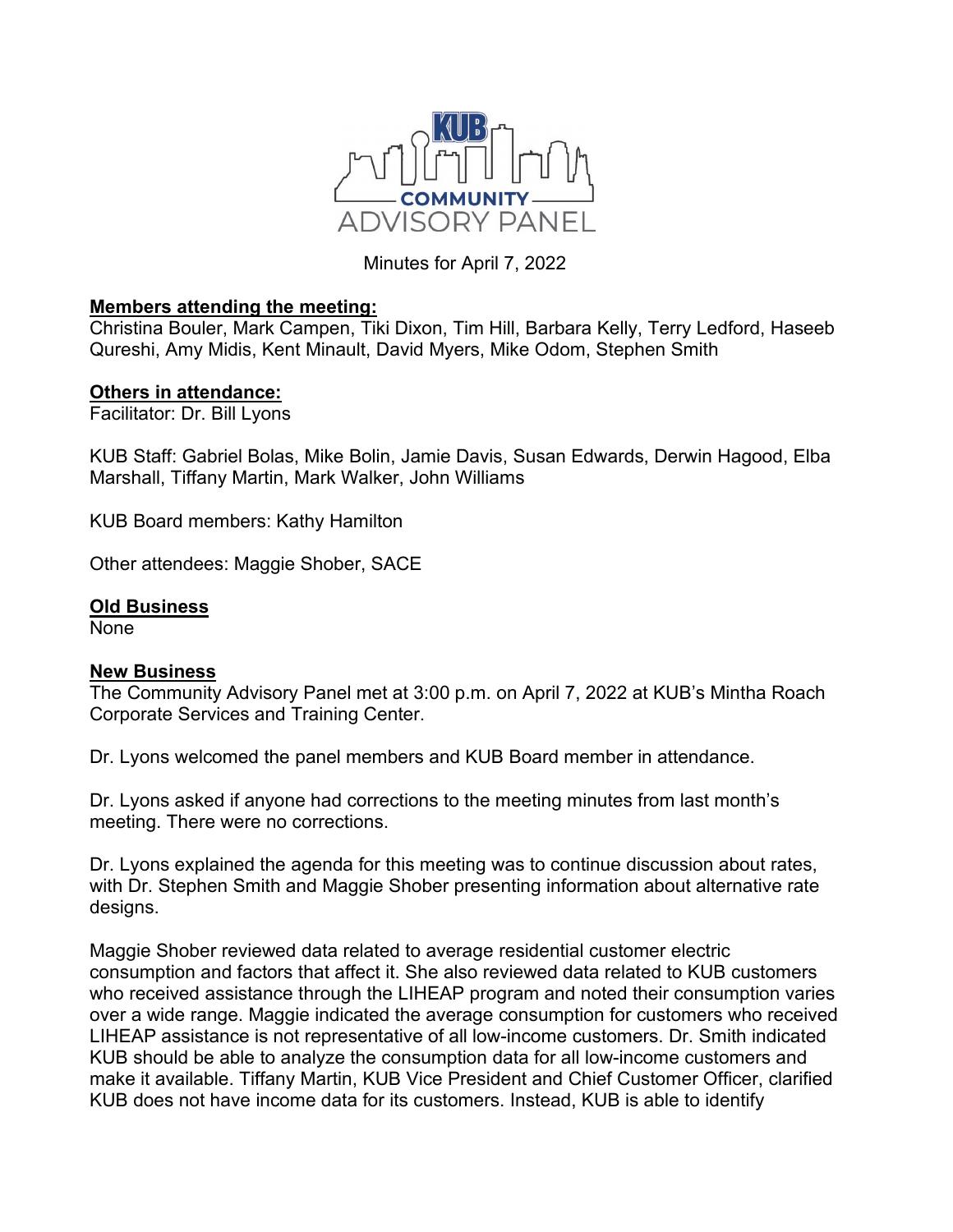KUB COMMUNITY ADVISORY PANEL

Minutes for April 7, 2022

**Members attending the meeting:**
Christina Bouler, Mark Campen, Tiki Dixon, Tim Hill, Barbara Kelly, Terry Ledford, Haseeb Qureshi, Amy Midis, Kent Minault, David Myers, Mike Odom, Stephen Smith

**Others in attendance:**
Facilitator: Dr. Bill Lyons

KUB Staff: Gabriel Bolas, Mike Bolin, Jamie Davis, Susan Edwards, Derwin Hagood, Elba Marshall, Tiffany Martin, Mark Walker, John Williams

KUB Board members: Kathy Hamilton

Other attendees: Maggie Shober, SACE

**Old Business**
None

**New Business**
The Community Advisory Panel met at 3:00 p.m. on April 7, 2022 at KUB's Mintha Roach Corporate Services and Training Center.

Dr. Lyons welcomed the panel members and KUB Board member in attendance.

Dr. Lyons asked if anyone had corrections to the meeting minutes from last month's meeting. There were no corrections.

Dr. Lyons explained the agenda for this meeting was to continue discussion about rates, with Dr. Stephen Smith and Maggie Shober presenting information about alternative rate designs.

Maggie Shober reviewed data related to average residential customer electric consumption and factors that affect it. She also reviewed data related to KUB customers who received assistance through the LIHEAP program and noted their consumption varies over a wide range. Maggie indicated the average consumption for customers who received LIHEAP assistance is not representative of all low-income customers. Dr. Smith indicated KUB should be able to analyze the consumption data for all low-income customers and make it available. Tiffany Martin, KUB Vice President and Chief Customer Officer, clarified KUB does not have income data for its customers. Instead, KUB is able to identify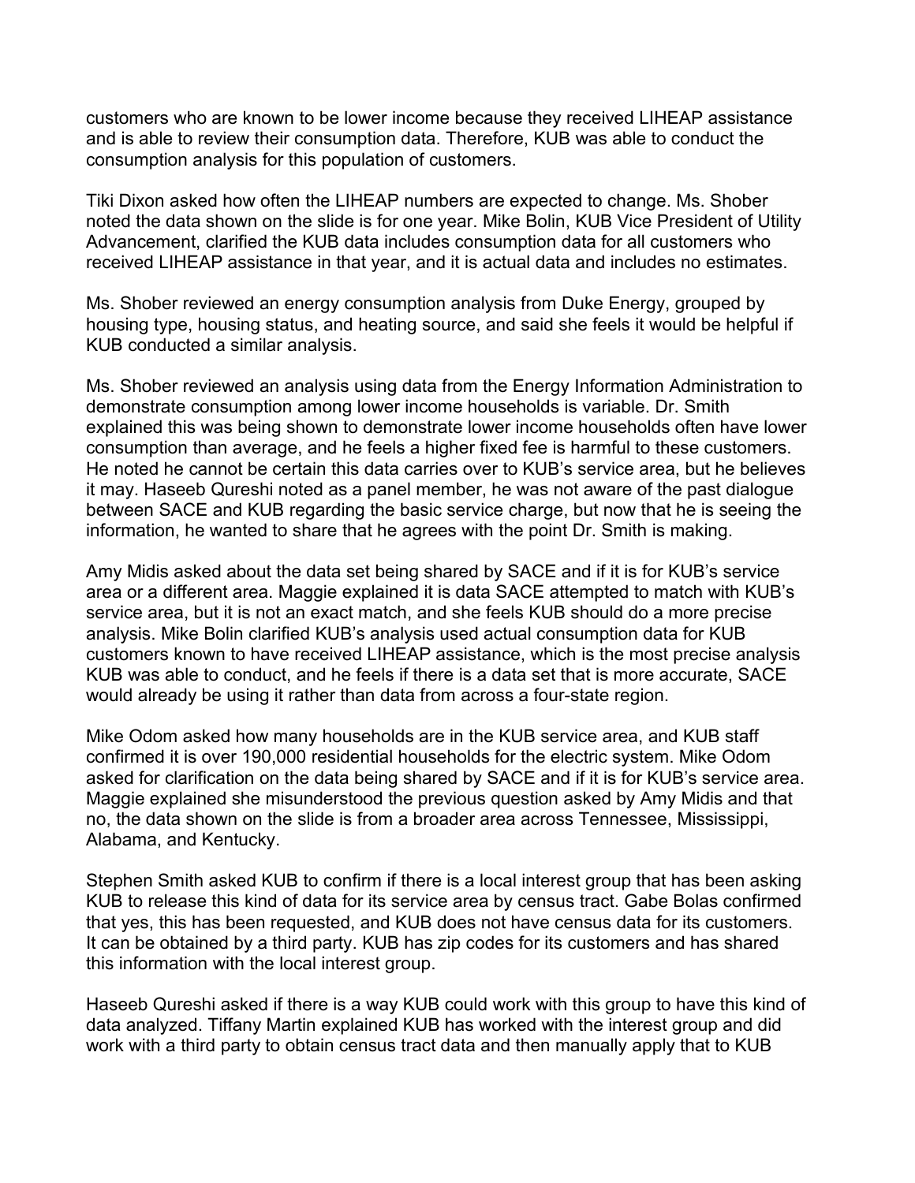customers who are known to be lower income because they received LIHEAP assistance and is able to review their consumption data. Therefore, KUB was able to conduct the consumption analysis for this population of customers.

Tiki Dixon asked how often the LIHEAP numbers are expected to change. Ms. Shober noted the data shown on the slide is for one year. Mike Bolin, KUB Vice President of Utility Advancement, clarified the KUB data includes consumption data for all customers who received LIHEAP assistance in that year, and it is actual data and includes no estimates.

Ms. Shober reviewed an energy consumption analysis from Duke Energy, grouped by housing type, housing status, and heating source, and said she feels it would be helpful if KUB conducted a similar analysis.

Ms. Shober reviewed an analysis using data from the Energy Information Administration to demonstrate consumption among lower income households is variable. Dr. Smith explained this was being shown to demonstrate lower income households often have lower consumption than average, and he feels a higher fixed fee is harmful to these customers. He noted he cannot be certain this data carries over to KUB's service area, but he believes it may. Haseeb Qureshi noted as a panel member, he was not aware of the past dialogue between SACE and KUB regarding the basic service charge, but now that he is seeing the information, he wanted to share that he agrees with the point Dr. Smith is making.

Amy Midis asked about the data set being shared by SACE and if it is for KUB's service area or a different area. Maggie explained it is data SACE attempted to match with KUB's service area, but it is not an exact match, and she feels KUB should do a more precise analysis. Mike Bolin clarified KUB's analysis used actual consumption data for KUB customers known to have received LIHEAP assistance, which is the most precise analysis KUB was able to conduct, and he feels if there is a data set that is more accurate, SACE would already be using it rather than data from across a four-state region.

Mike Odom asked how many households are in the KUB service area, and KUB staff confirmed it is over 190,000 residential households for the electric system. Mike Odom asked for clarification on the data being shared by SACE and if it is for KUB's service area. Maggie explained she misunderstood the previous question asked by Amy Midis and that no, the data shown on the slide is from a broader area across Tennessee, Mississippi, Alabama, and Kentucky.

Stephen Smith asked KUB to confirm if there is a local interest group that has been asking KUB to release this kind of data for its service area by census tract. Gabe Bolas confirmed that yes, this has been requested, and KUB does not have census data for its customers. It can be obtained by a third party. KUB has zip codes for its customers and has shared this information with the local interest group.

Haseeb Qureshi asked if there is a way KUB could work with this group to have this kind of data analyzed. Tiffany Martin explained KUB has worked with the interest group and did work with a third party to obtain census tract data and then manually apply that to KUB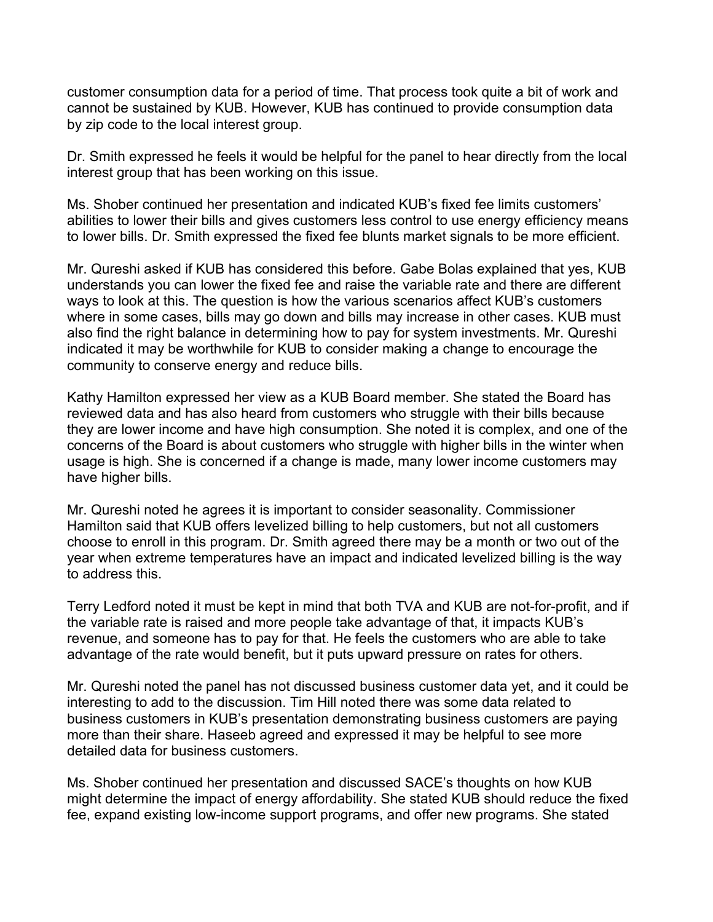customer consumption data for a period of time. That process took quite a bit of work and cannot be sustained by KUB. However, KUB has continued to provide consumption data by zip code to the local interest group.

Dr. Smith expressed he feels it would be helpful for the panel to hear directly from the local interest group that has been working on this issue.

Ms. Shober continued her presentation and indicated KUB's fixed fee limits customers' abilities to lower their bills and gives customers less control to use energy efficiency means to lower bills. Dr. Smith expressed the fixed fee blunts market signals to be more efficient.

Mr. Qureshi asked if KUB has considered this before. Gabe Bolas explained that yes, KUB understands you can lower the fixed fee and raise the variable rate and there are different ways to look at this. The question is how the various scenarios affect KUB's customers where in some cases, bills may go down and bills may increase in other cases. KUB must also find the right balance in determining how to pay for system investments. Mr. Qureshi indicated it may be worthwhile for KUB to consider making a change to encourage the community to conserve energy and reduce bills.

Kathy Hamilton expressed her view as a KUB Board member. She stated the Board has reviewed data and has also heard from customers who struggle with their bills because they are lower income and have high consumption. She noted it is complex, and one of the concerns of the Board is about customers who struggle with higher bills in the winter when usage is high. She is concerned if a change is made, many lower income customers may have higher bills.

Mr. Qureshi noted he agrees it is important to consider seasonality. Commissioner Hamilton said that KUB offers levelized billing to help customers, but not all customers choose to enroll in this program. Dr. Smith agreed there may be a month or two out of the year when extreme temperatures have an impact and indicated levelized billing is the way to address this.

Terry Ledford noted it must be kept in mind that both TVA and KUB are not-for-profit, and if the variable rate is raised and more people take advantage of that, it impacts KUB's revenue, and someone has to pay for that. He feels the customers who are able to take advantage of the rate would benefit, but it puts upward pressure on rates for others.

Mr. Qureshi noted the panel has not discussed business customer data yet, and it could be interesting to add to the discussion. Tim Hill noted there was some data related to business customers in KUB's presentation demonstrating business customers are paying more than their share. Haseeb agreed and expressed it may be helpful to see more detailed data for business customers.

Ms. Shober continued her presentation and discussed SACE's thoughts on how KUB might determine the impact of energy affordability. She stated KUB should reduce the fixed fee, expand existing low-income support programs, and offer new programs. She stated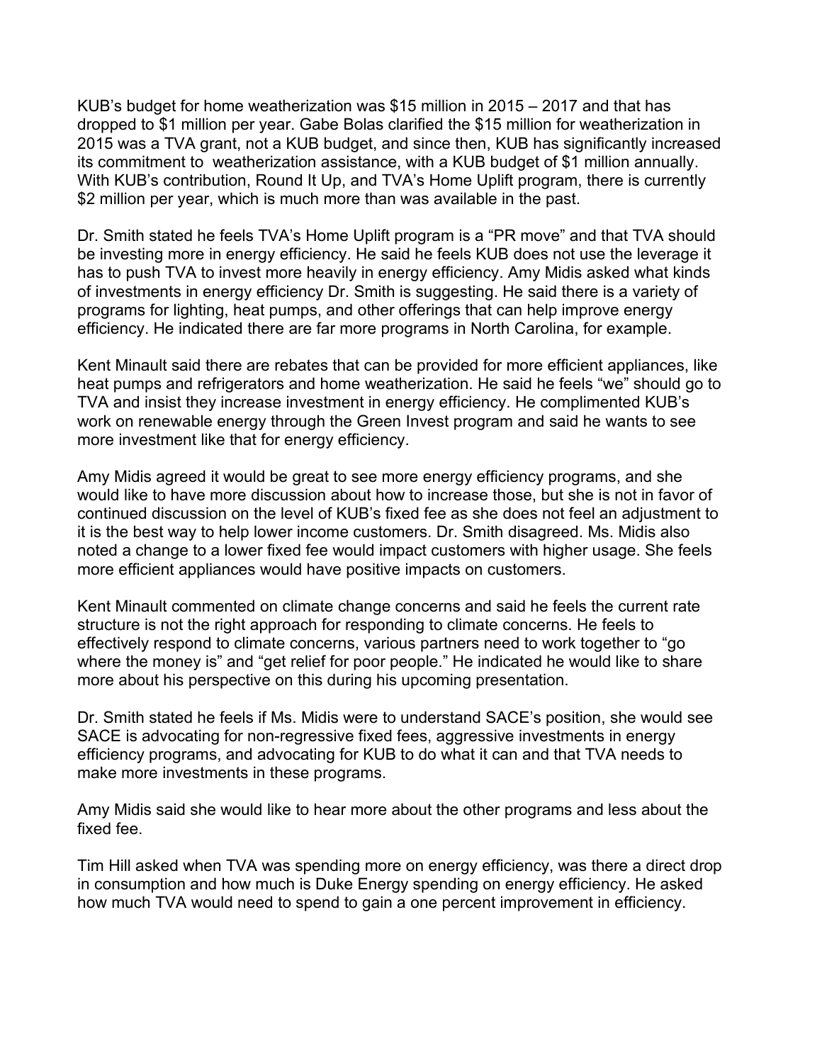KUB's budget for home weatherization was $15 million in 2015 – 2017 and that has dropped to $1 million per year. Gabe Bolas clarified the $15 million for weatherization in 2015 was a TVA grant, not a KUB budget, and since then, KUB has significantly increased its commitment to weatherization assistance, with a KUB budget of $1 million annually. With KUB's contribution, Round It Up, and TVA's Home Uplift program, there is currently $2 million per year, which is much more than was available in the past.

Dr. Smith stated he feels TVA's Home Uplift program is a "PR move" and that TVA should be investing more in energy efficiency. He said he feels KUB does not use the leverage it has to push TVA to invest more heavily in energy efficiency. Amy Midis asked what kinds of investments in energy efficiency Dr. Smith is suggesting. He said there is a variety of programs for lighting, heat pumps, and other offerings that can help improve energy efficiency. He indicated there are far more programs in North Carolina, for example.

Kent Minault said there are rebates that can be provided for more efficient appliances, like heat pumps and refrigerators and home weatherization. He said he feels "we" should go to TVA and insist they increase investment in energy efficiency. He complimented KUB's work on renewable energy through the Green Invest program and said he wants to see more investment like that for energy efficiency.

Amy Midis agreed it would be great to see more energy efficiency programs, and she would like to have more discussion about how to increase those, but she is not in favor of continued discussion on the level of KUB's fixed fee as she does not feel an adjustment to it is the best way to help lower income customers. Dr. Smith disagreed. Ms. Midis also noted a change to a lower fixed fee would impact customers with higher usage. She feels more efficient appliances would have positive impacts on customers.

Kent Minault commented on climate change concerns and said he feels the current rate structure is not the right approach for responding to climate concerns. He feels to effectively respond to climate concerns, various partners need to work together to "go where the money is" and "get relief for poor people." He indicated he would like to share more about his perspective on this during his upcoming presentation.

Dr. Smith stated he feels if Ms. Midis were to understand SACE's position, she would see SACE is advocating for non-regressive fixed fees, aggressive investments in energy efficiency programs, and advocating for KUB to do what it can and that TVA needs to make more investments in these programs.

Amy Midis said she would like to hear more about the other programs and less about the fixed fee.

Tim Hill asked when TVA was spending more on energy efficiency, was there a direct drop in consumption and how much is Duke Energy spending on energy efficiency. He asked how much TVA would need to spend to gain a one percent improvement in efficiency.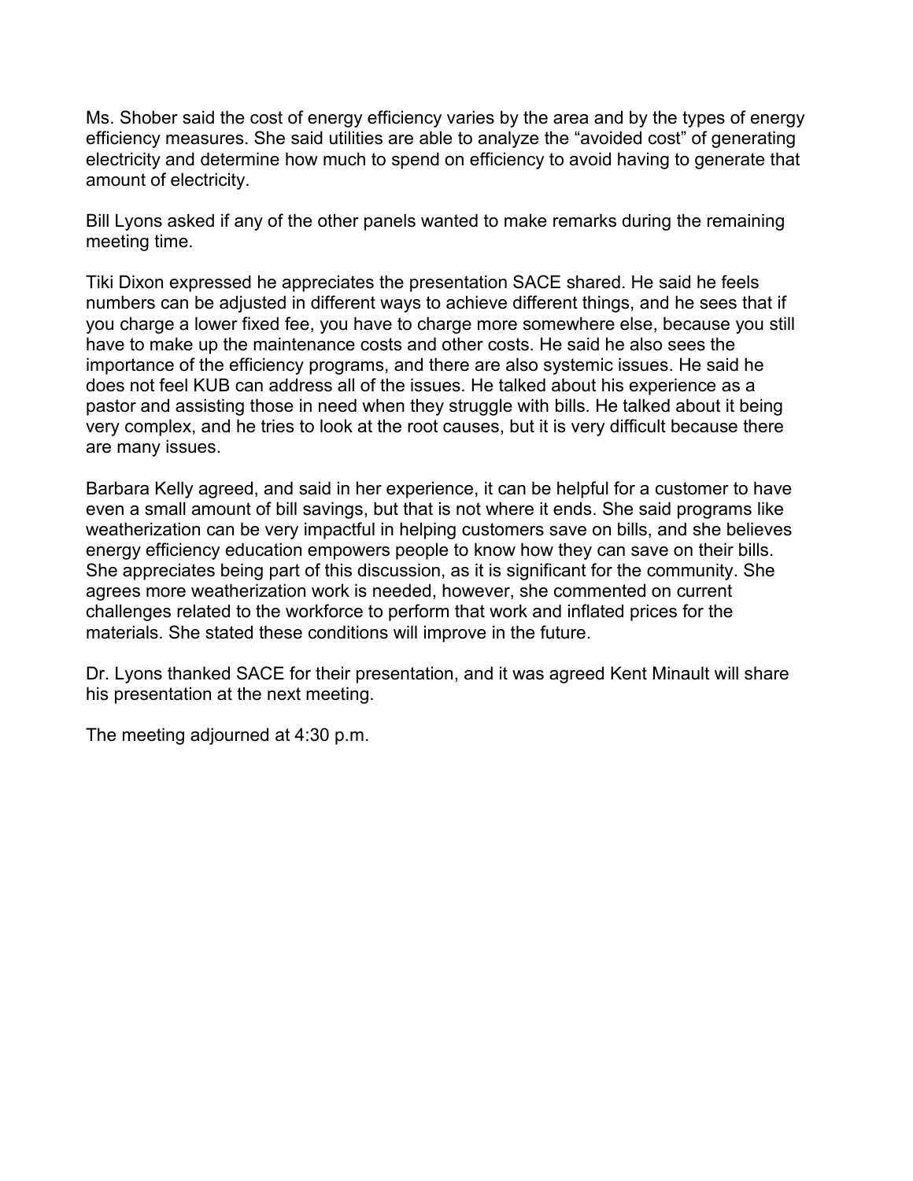Ms. Shober said the cost of energy efficiency varies by the area and by the types of energy efficiency measures. She said utilities are able to analyze the "avoided cost" of generating electricity and determine how much to spend on efficiency to avoid having to generate that amount of electricity.

Bill Lyons asked if any of the other panels wanted to make remarks during the remaining meeting time.

Tiki Dixon expressed he appreciates the presentation SACE shared. He said he feels numbers can be adjusted in different ways to achieve different things, and he sees that if you charge a lower fixed fee, you have to charge more somewhere else, because you still have to make up the maintenance costs and other costs. He said he also sees the importance of the efficiency programs, and there are also systemic issues. He said he does not feel KUB can address all of the issues. He talked about his experience as a pastor and assisting those in need when they struggle with bills. He talked about it being very complex, and he tries to look at the root causes, but it is very difficult because there are many issues.

Barbara Kelly agreed, and said in her experience, it can be helpful for a customer to have even a small amount of bill savings, but that is not where it ends. She said programs like weatherization can be very impactful in helping customers save on bills, and she believes energy efficiency education empowers people to know how they can save on their bills. She appreciates being part of this discussion, as it is significant for the community. She agrees more weatherization work is needed, however, she commented on current challenges related to the workforce to perform that work and inflated prices for the materials. She stated these conditions will improve in the future.

Dr. Lyons thanked SACE for their presentation, and it was agreed Kent Minault will share his presentation at the next meeting.

The meeting adjourned at 4:30 p.m.